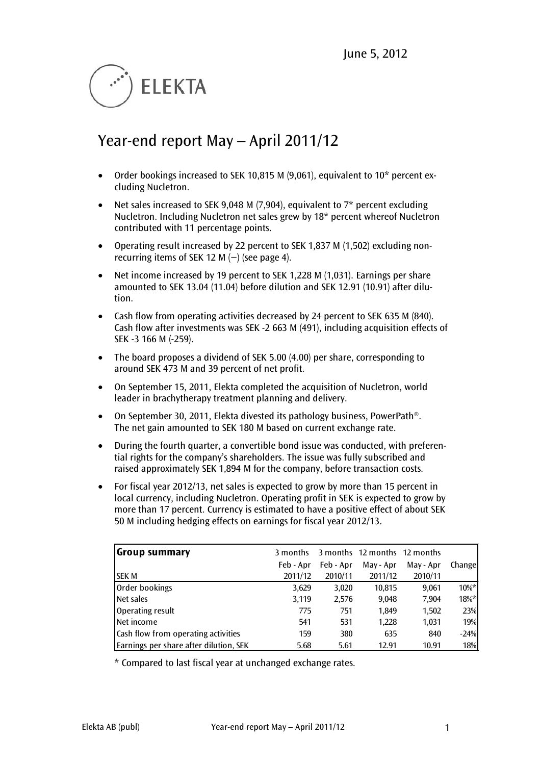June 5, 2012

ELEKTA

# Year-end report May – April 2011/12

- Order bookings increased to SEK 10,815 M (9,061), equivalent to 10* percent excluding Nucletron.
- Net sales increased to SEK 9,048 M (7,904), equivalent to 7* percent excluding Nucletron. Including Nucletron net sales grew by 18* percent whereof Nucletron contributed with 11 percentage points.
- Operating result increased by 22 percent to SEK 1,837 M (1,502) excluding non-recurring items of SEK 12 M (–) (see page 4).
- Net income increased by 19 percent to SEK 1,228 M (1,031). Earnings per share amounted to SEK 13.04 (11.04) before dilution and SEK 12.91 (10.91) after dilution.
- Cash flow from operating activities decreased by 24 percent to SEK 635 M (840). Cash flow after investments was SEK -2 663 M (491), including acquisition effects of SEK -3 166 M (-259).
- The board proposes a dividend of SEK 5.00 (4.00) per share, corresponding to around SEK 473 M and 39 percent of net profit.
- On September 15, 2011, Elekta completed the acquisition of Nucletron, world leader in brachytherapy treatment planning and delivery.
- On September 30, 2011, Elekta divested its pathology business, PowerPath®. The net gain amounted to SEK 180 M based on current exchange rate.
- During the fourth quarter, a convertible bond issue was conducted, with preferential rights for the company's shareholders. The issue was fully subscribed and raised approximately SEK 1,894 M for the company, before transaction costs.
- For fiscal year 2012/13, net sales is expected to grow by more than 15 percent in local currency, including Nucletron. Operating profit in SEK is expected to grow by more than 17 percent. Currency is estimated to have a positive effect of about SEK 50 M including hedging effects on earnings for fiscal year 2012/13.

| **Group summary** | 3 months | 3 months | 12 months | 12 months | |
|---|---|---|---|---|---|
| | Feb - Apr | Feb - Apr | May - Apr | May - Apr | Change |
| SEK M | 2011/12 | 2010/11 | 2011/12 | 2010/11 | |
| Order bookings | 3,629 | 3,020 | 10,815 | 9,061 | 10%* |
| Net sales | 3,119 | 2,576 | 9,048 | 7,904 | 18%* |
| Operating result | 775 | 751 | 1,849 | 1,502 | 23% |
| Net income | 541 | 531 | 1,228 | 1,031 | 19% |
| Cash flow from operating activities | 159 | 380 | 635 | 840 | -24% |
| Earnings per share after dilution, SEK | 5.68 | 5.61 | 12.91 | 10.91 | 18% |

* Compared to last fiscal year at unchanged exchange rates.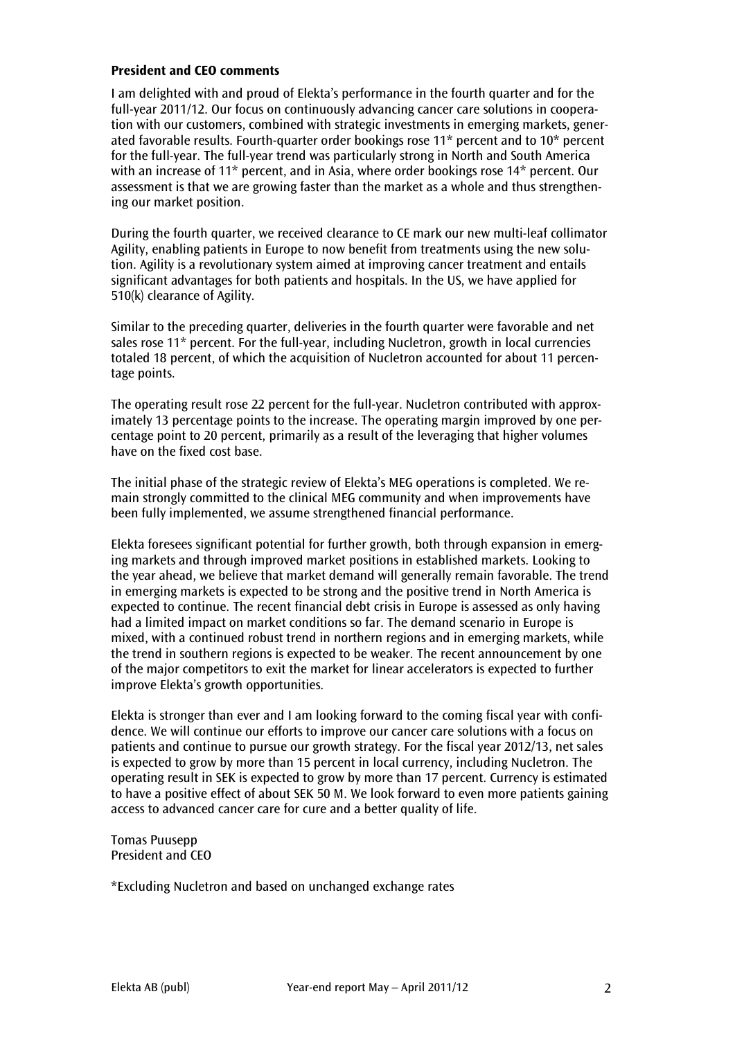**President and CEO comments**

I am delighted with and proud of Elekta's performance in the fourth quarter and for the full-year 2011/12. Our focus on continuously advancing cancer care solutions in cooperation with our customers, combined with strategic investments in emerging markets, generated favorable results. Fourth-quarter order bookings rose 11* percent and to 10* percent for the full-year. The full-year trend was particularly strong in North and South America with an increase of 11* percent, and in Asia, where order bookings rose 14* percent. Our assessment is that we are growing faster than the market as a whole and thus strengthening our market position.

During the fourth quarter, we received clearance to CE mark our new multi-leaf collimator Agility, enabling patients in Europe to now benefit from treatments using the new solution. Agility is a revolutionary system aimed at improving cancer treatment and entails significant advantages for both patients and hospitals. In the US, we have applied for 510(k) clearance of Agility.

Similar to the preceding quarter, deliveries in the fourth quarter were favorable and net sales rose 11* percent. For the full-year, including Nucletron, growth in local currencies totaled 18 percent, of which the acquisition of Nucletron accounted for about 11 percentage points.

The operating result rose 22 percent for the full-year. Nucletron contributed with approximately 13 percentage points to the increase. The operating margin improved by one percentage point to 20 percent, primarily as a result of the leveraging that higher volumes have on the fixed cost base.

The initial phase of the strategic review of Elekta's MEG operations is completed. We remain strongly committed to the clinical MEG community and when improvements have been fully implemented, we assume strengthened financial performance.

Elekta foresees significant potential for further growth, both through expansion in emerging markets and through improved market positions in established markets. Looking to the year ahead, we believe that market demand will generally remain favorable. The trend in emerging markets is expected to be strong and the positive trend in North America is expected to continue. The recent financial debt crisis in Europe is assessed as only having had a limited impact on market conditions so far. The demand scenario in Europe is mixed, with a continued robust trend in northern regions and in emerging markets, while the trend in southern regions is expected to be weaker. The recent announcement by one of the major competitors to exit the market for linear accelerators is expected to further improve Elekta's growth opportunities.

Elekta is stronger than ever and I am looking forward to the coming fiscal year with confidence. We will continue our efforts to improve our cancer care solutions with a focus on patients and continue to pursue our growth strategy. For the fiscal year 2012/13, net sales is expected to grow by more than 15 percent in local currency, including Nucletron. The operating result in SEK is expected to grow by more than 17 percent. Currency is estimated to have a positive effect of about SEK 50 M. We look forward to even more patients gaining access to advanced cancer care for cure and a better quality of life.

Tomas Puusepp
President and CEO

*Excluding Nucletron and based on unchanged exchange rates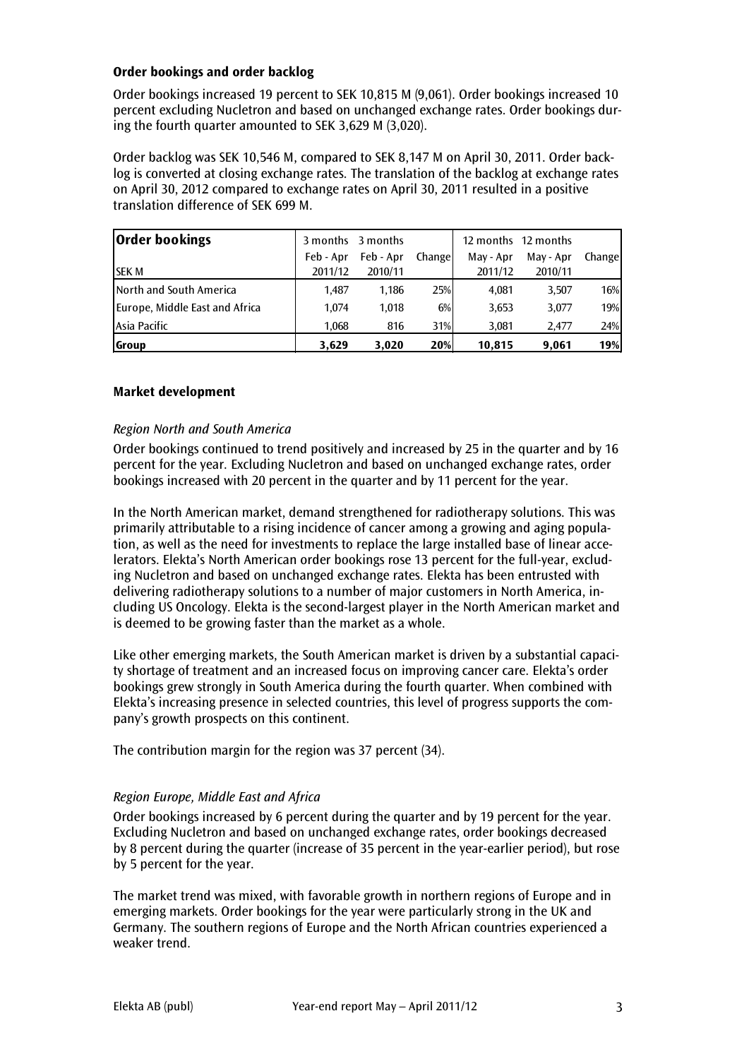### Order bookings and order backlog

Order bookings increased 19 percent to SEK 10,815 M (9,061). Order bookings increased 10 percent excluding Nucletron and based on unchanged exchange rates. Order bookings during the fourth quarter amounted to SEK 3,629 M (3,020).

Order backlog was SEK 10,546 M, compared to SEK 8,147 M on April 30, 2011. Order backlog is converted at closing exchange rates. The translation of the backlog at exchange rates on April 30, 2012 compared to exchange rates on April 30, 2011 resulted in a positive translation difference of SEK 699 M.

| **Order bookings** | 3 months | 3 months | | 12 months | 12 months | |
|---|---|---|---|---|---|---|
| SEK M | Feb - Apr 2011/12 | Feb - Apr 2010/11 | Change | May - Apr 2011/12 | May - Apr 2010/11 | Change |
| North and South America | 1,487 | 1,186 | 25% | 4,081 | 3,507 | 16% |
| Europe, Middle East and Africa | 1,074 | 1,018 | 6% | 3,653 | 3,077 | 19% |
| Asia Pacific | 1,068 | 816 | 31% | 3,081 | 2,477 | 24% |
| **Group** | **3,629** | **3,020** | **20%** | **10,815** | **9,061** | **19%** |

### Market development

*Region North and South America*

Order bookings continued to trend positively and increased by 25 in the quarter and by 16 percent for the year. Excluding Nucletron and based on unchanged exchange rates, order bookings increased with 20 percent in the quarter and by 11 percent for the year.

In the North American market, demand strengthened for radiotherapy solutions. This was primarily attributable to a rising incidence of cancer among a growing and aging population, as well as the need for investments to replace the large installed base of linear accelerators. Elekta's North American order bookings rose 13 percent for the full-year, excluding Nucletron and based on unchanged exchange rates. Elekta has been entrusted with delivering radiotherapy solutions to a number of major customers in North America, including US Oncology. Elekta is the second-largest player in the North American market and is deemed to be growing faster than the market as a whole.

Like other emerging markets, the South American market is driven by a substantial capacity shortage of treatment and an increased focus on improving cancer care. Elekta's order bookings grew strongly in South America during the fourth quarter. When combined with Elekta's increasing presence in selected countries, this level of progress supports the company's growth prospects on this continent.

The contribution margin for the region was 37 percent (34).

*Region Europe, Middle East and Africa*

Order bookings increased by 6 percent during the quarter and by 19 percent for the year. Excluding Nucletron and based on unchanged exchange rates, order bookings decreased by 8 percent during the quarter (increase of 35 percent in the year-earlier period), but rose by 5 percent for the year.

The market trend was mixed, with favorable growth in northern regions of Europe and in emerging markets. Order bookings for the year were particularly strong in the UK and Germany. The southern regions of Europe and the North African countries experienced a weaker trend.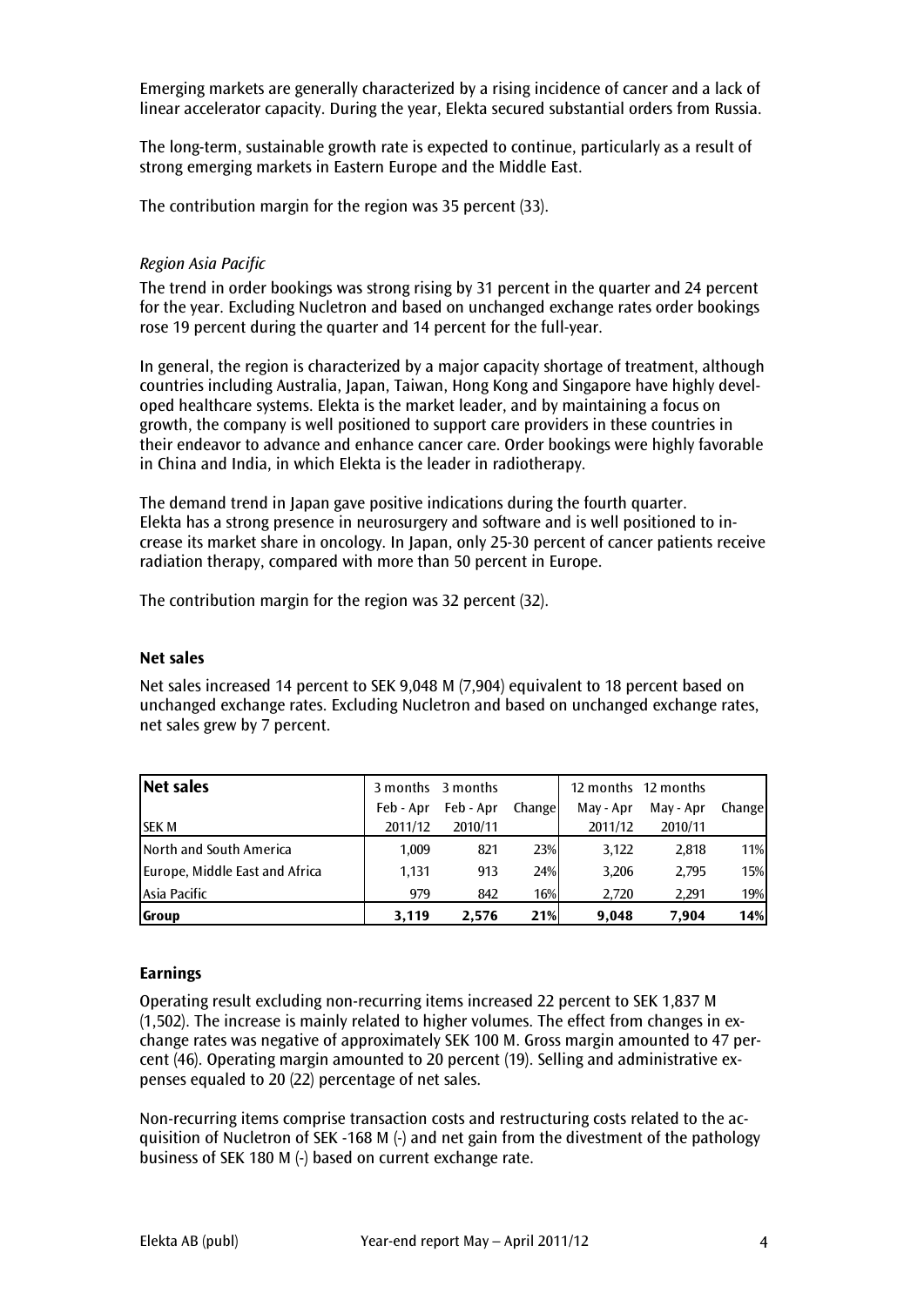Emerging markets are generally characterized by a rising incidence of cancer and a lack of linear accelerator capacity. During the year, Elekta secured substantial orders from Russia.

The long-term, sustainable growth rate is expected to continue, particularly as a result of strong emerging markets in Eastern Europe and the Middle East.

The contribution margin for the region was 35 percent (33).

*Region Asia Pacific*

The trend in order bookings was strong rising by 31 percent in the quarter and 24 percent for the year. Excluding Nucletron and based on unchanged exchange rates order bookings rose 19 percent during the quarter and 14 percent for the full-year.

In general, the region is characterized by a major capacity shortage of treatment, although countries including Australia, Japan, Taiwan, Hong Kong and Singapore have highly developed healthcare systems. Elekta is the market leader, and by maintaining a focus on growth, the company is well positioned to support care providers in these countries in their endeavor to advance and enhance cancer care. Order bookings were highly favorable in China and India, in which Elekta is the leader in radiotherapy.

The demand trend in Japan gave positive indications during the fourth quarter. Elekta has a strong presence in neurosurgery and software and is well positioned to increase its market share in oncology. In Japan, only 25-30 percent of cancer patients receive radiation therapy, compared with more than 50 percent in Europe.

The contribution margin for the region was 32 percent (32).

**Net sales**

Net sales increased 14 percent to SEK 9,048 M (7,904) equivalent to 18 percent based on unchanged exchange rates. Excluding Nucletron and based on unchanged exchange rates, net sales grew by 7 percent.

| **Net sales** | 3 months | 3 months | | 12 months | 12 months | |
|---|---|---|---|---|---|---|
| | Feb - Apr | Feb - Apr | Change | May - Apr | May - Apr | Change |
| SEK M | 2011/12 | 2010/11 | | 2011/12 | 2010/11 | |
| North and South America | 1,009 | 821 | 23% | 3,122 | 2,818 | 11% |
| Europe, Middle East and Africa | 1,131 | 913 | 24% | 3,206 | 2,795 | 15% |
| Asia Pacific | 979 | 842 | 16% | 2,720 | 2,291 | 19% |
| **Group** | **3,119** | **2,576** | **21%** | **9,048** | **7,904** | **14%** |

**Earnings**

Operating result excluding non-recurring items increased 22 percent to SEK 1,837 M (1,502). The increase is mainly related to higher volumes. The effect from changes in exchange rates was negative of approximately SEK 100 M. Gross margin amounted to 47 percent (46). Operating margin amounted to 20 percent (19). Selling and administrative expenses equaled to 20 (22) percentage of net sales.

Non-recurring items comprise transaction costs and restructuring costs related to the acquisition of Nucletron of SEK -168 M (-) and net gain from the divestment of the pathology business of SEK 180 M (-) based on current exchange rate.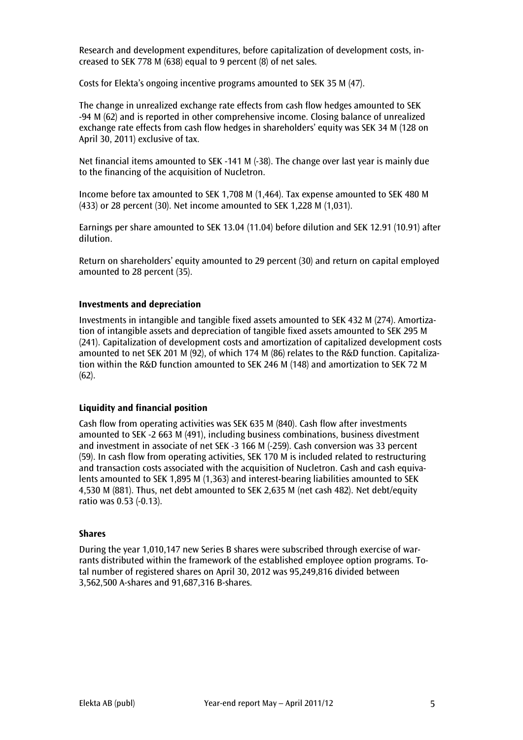Research and development expenditures, before capitalization of development costs, increased to SEK 778 M (638) equal to 9 percent (8) of net sales.

Costs for Elekta's ongoing incentive programs amounted to SEK 35 M (47).

The change in unrealized exchange rate effects from cash flow hedges amounted to SEK -94 M (62) and is reported in other comprehensive income. Closing balance of unrealized exchange rate effects from cash flow hedges in shareholders' equity was SEK 34 M (128 on April 30, 2011) exclusive of tax.

Net financial items amounted to SEK -141 M (-38). The change over last year is mainly due to the financing of the acquisition of Nucletron.

Income before tax amounted to SEK 1,708 M (1,464). Tax expense amounted to SEK 480 M (433) or 28 percent (30). Net income amounted to SEK 1,228 M (1,031).

Earnings per share amounted to SEK 13.04 (11.04) before dilution and SEK 12.91 (10.91) after dilution.

Return on shareholders' equity amounted to 29 percent (30) and return on capital employed amounted to 28 percent (35).

### Investments and depreciation

Investments in intangible and tangible fixed assets amounted to SEK 432 M (274). Amortization of intangible assets and depreciation of tangible fixed assets amounted to SEK 295 M (241). Capitalization of development costs and amortization of capitalized development costs amounted to net SEK 201 M (92), of which 174 M (86) relates to the R&D function. Capitalization within the R&D function amounted to SEK 246 M (148) and amortization to SEK 72 M (62).

### Liquidity and financial position

Cash flow from operating activities was SEK 635 M (840). Cash flow after investments amounted to SEK -2 663 M (491), including business combinations, business divestment and investment in associate of net SEK -3 166 M (-259). Cash conversion was 33 percent (59). In cash flow from operating activities, SEK 170 M is included related to restructuring and transaction costs associated with the acquisition of Nucletron. Cash and cash equivalents amounted to SEK 1,895 M (1,363) and interest-bearing liabilities amounted to SEK 4,530 M (881). Thus, net debt amounted to SEK 2,635 M (net cash 482). Net debt/equity ratio was 0.53 (-0.13).

### Shares

During the year 1,010,147 new Series B shares were subscribed through exercise of warrants distributed within the framework of the established employee option programs. Total number of registered shares on April 30, 2012 was 95,249,816 divided between 3,562,500 A-shares and 91,687,316 B-shares.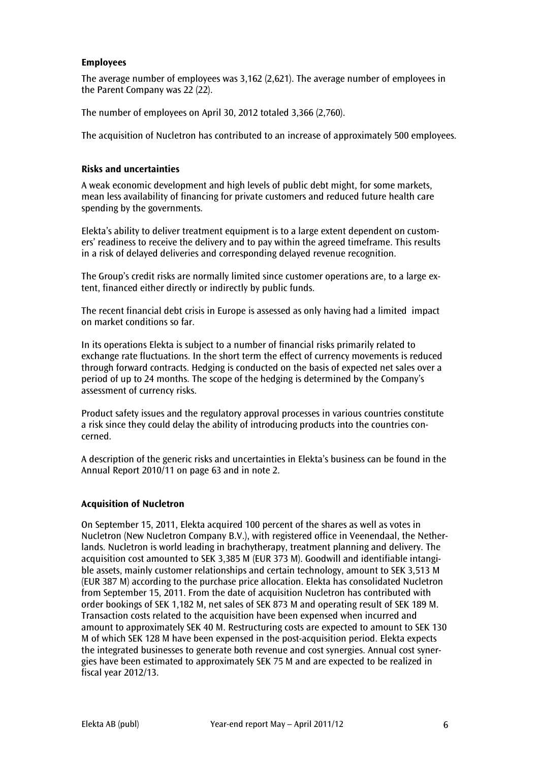**Employees**

The average number of employees was 3,162 (2,621). The average number of employees in the Parent Company was 22 (22).

The number of employees on April 30, 2012 totaled 3,366 (2,760).

The acquisition of Nucletron has contributed to an increase of approximately 500 employees.

**Risks and uncertainties**

A weak economic development and high levels of public debt might, for some markets, mean less availability of financing for private customers and reduced future health care spending by the governments.

Elekta's ability to deliver treatment equipment is to a large extent dependent on customers' readiness to receive the delivery and to pay within the agreed timeframe. This results in a risk of delayed deliveries and corresponding delayed revenue recognition.

The Group's credit risks are normally limited since customer operations are, to a large extent, financed either directly or indirectly by public funds.

The recent financial debt crisis in Europe is assessed as only having had a limited impact on market conditions so far.

In its operations Elekta is subject to a number of financial risks primarily related to exchange rate fluctuations. In the short term the effect of currency movements is reduced through forward contracts. Hedging is conducted on the basis of expected net sales over a period of up to 24 months. The scope of the hedging is determined by the Company's assessment of currency risks.

Product safety issues and the regulatory approval processes in various countries constitute a risk since they could delay the ability of introducing products into the countries concerned.

A description of the generic risks and uncertainties in Elekta's business can be found in the Annual Report 2010/11 on page 63 and in note 2.

**Acquisition of Nucletron**

On September 15, 2011, Elekta acquired 100 percent of the shares as well as votes in Nucletron (New Nucletron Company B.V.), with registered office in Veenendaal, the Netherlands. Nucletron is world leading in brachytherapy, treatment planning and delivery. The acquisition cost amounted to SEK 3,385 M (EUR 373 M). Goodwill and identifiable intangible assets, mainly customer relationships and certain technology, amount to SEK 3,513 M (EUR 387 M) according to the purchase price allocation. Elekta has consolidated Nucletron from September 15, 2011. From the date of acquisition Nucletron has contributed with order bookings of SEK 1,182 M, net sales of SEK 873 M and operating result of SEK 189 M. Transaction costs related to the acquisition have been expensed when incurred and amount to approximately SEK 40 M. Restructuring costs are expected to amount to SEK 130 M of which SEK 128 M have been expensed in the post-acquisition period. Elekta expects the integrated businesses to generate both revenue and cost synergies. Annual cost synergies have been estimated to approximately SEK 75 M and are expected to be realized in fiscal year 2012/13.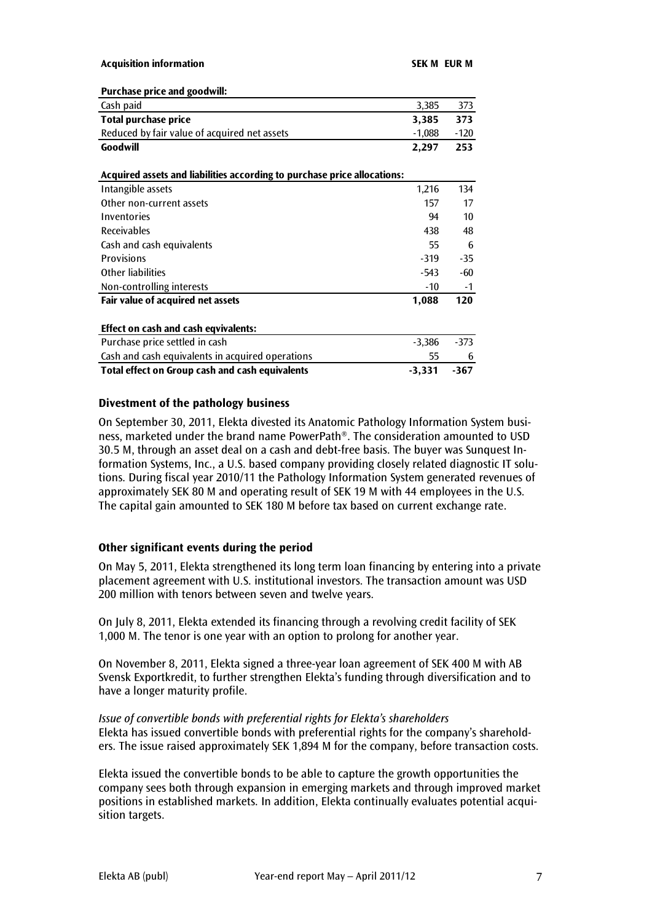| Acquisition information | SEK M | EUR M |
|---|---|---|
| **Purchase price and goodwill:** | | |
| Cash paid | 3,385 | 373 |
| **Total purchase price** | **3,385** | **373** |
| Reduced by fair value of acquired net assets | -1,088 | -120 |
| **Goodwill** | **2,297** | **253** |
| | | |
| **Acquired assets and liabilities according to purchase price allocations:** | | |
| Intangible assets | 1,216 | 134 |
| Other non-current assets | 157 | 17 |
| Inventories | 94 | 10 |
| Receivables | 438 | 48 |
| Cash and cash equivalents | 55 | 6 |
| Provisions | -319 | -35 |
| Other liabilities | -543 | -60 |
| Non-controlling interests | -10 | -1 |
| **Fair value of acquired net assets** | **1,088** | **120** |
| | | |
| **Effect on cash and cash eqvivalents:** | | |
| Purchase price settled in cash | -3,386 | -373 |
| Cash and cash equivalents in acquired operations | 55 | 6 |
| **Total effect on Group cash and cash equivalents** | **-3,331** | **-367** |

## Divestment of the pathology business

On September 30, 2011, Elekta divested its Anatomic Pathology Information System business, marketed under the brand name PowerPath®. The consideration amounted to USD 30.5 M, through an asset deal on a cash and debt-free basis. The buyer was Sunquest Information Systems, Inc., a U.S. based company providing closely related diagnostic IT solutions. During fiscal year 2010/11 the Pathology Information System generated revenues of approximately SEK 80 M and operating result of SEK 19 M with 44 employees in the U.S. The capital gain amounted to SEK 180 M before tax based on current exchange rate.

## Other significant events during the period

On May 5, 2011, Elekta strengthened its long term loan financing by entering into a private placement agreement with U.S. institutional investors. The transaction amount was USD 200 million with tenors between seven and twelve years.

On July 8, 2011, Elekta extended its financing through a revolving credit facility of SEK 1,000 M. The tenor is one year with an option to prolong for another year.

On November 8, 2011, Elekta signed a three-year loan agreement of SEK 400 M with AB Svensk Exportkredit, to further strengthen Elekta's funding through diversification and to have a longer maturity profile.

*Issue of convertible bonds with preferential rights for Elekta's shareholders*
Elekta has issued convertible bonds with preferential rights for the company's shareholders. The issue raised approximately SEK 1,894 M for the company, before transaction costs.

Elekta issued the convertible bonds to be able to capture the growth opportunities the company sees both through expansion in emerging markets and through improved market positions in established markets. In addition, Elekta continually evaluates potential acquisition targets.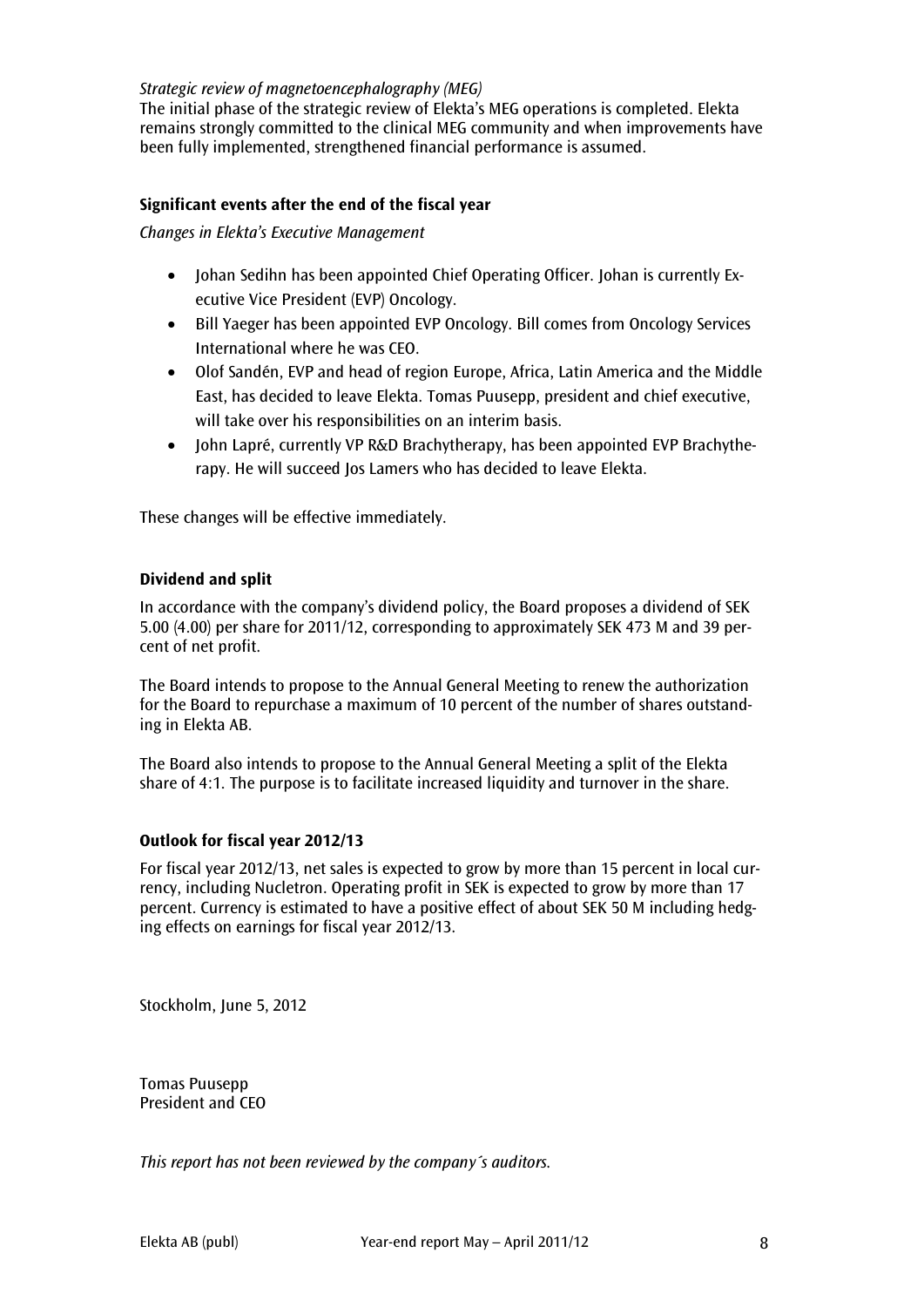*Strategic review of magnetoencephalography (MEG)*
The initial phase of the strategic review of Elekta's MEG operations is completed. Elekta remains strongly committed to the clinical MEG community and when improvements have been fully implemented, strengthened financial performance is assumed.

## Significant events after the end of the fiscal year

*Changes in Elekta's Executive Management*

- Johan Sedihn has been appointed Chief Operating Officer. Johan is currently Executive Vice President (EVP) Oncology.
- Bill Yaeger has been appointed EVP Oncology. Bill comes from Oncology Services International where he was CEO.
- Olof Sandén, EVP and head of region Europe, Africa, Latin America and the Middle East, has decided to leave Elekta. Tomas Puusepp, president and chief executive, will take over his responsibilities on an interim basis.
- John Lapré, currently VP R&D Brachytherapy, has been appointed EVP Brachytherapy. He will succeed Jos Lamers who has decided to leave Elekta.

These changes will be effective immediately.

## Dividend and split

In accordance with the company's dividend policy, the Board proposes a dividend of SEK 5.00 (4.00) per share for 2011/12, corresponding to approximately SEK 473 M and 39 percent of net profit.

The Board intends to propose to the Annual General Meeting to renew the authorization for the Board to repurchase a maximum of 10 percent of the number of shares outstanding in Elekta AB.

The Board also intends to propose to the Annual General Meeting a split of the Elekta share of 4:1. The purpose is to facilitate increased liquidity and turnover in the share.

## Outlook for fiscal year 2012/13

For fiscal year 2012/13, net sales is expected to grow by more than 15 percent in local currency, including Nucletron. Operating profit in SEK is expected to grow by more than 17 percent. Currency is estimated to have a positive effect of about SEK 50 M including hedging effects on earnings for fiscal year 2012/13.

Stockholm, June 5, 2012

Tomas Puusepp
President and CEO

*This report has not been reviewed by the company´s auditors.*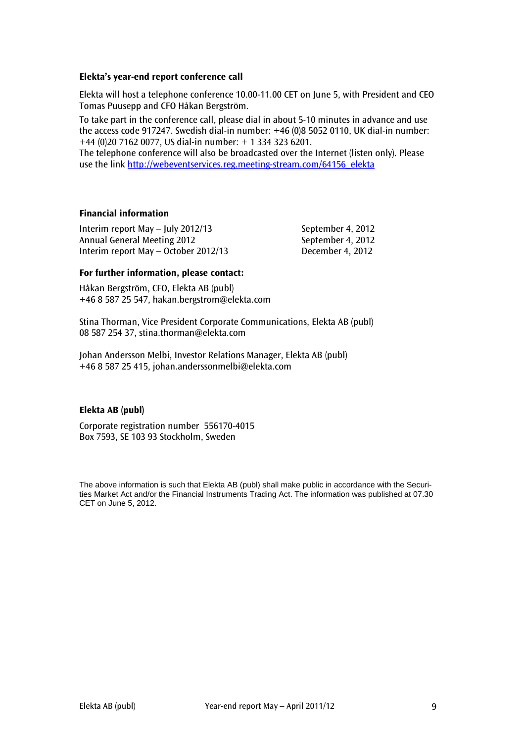### Elekta's year-end report conference call

Elekta will host a telephone conference 10.00-11.00 CET on June 5, with President and CEO Tomas Puusepp and CFO Håkan Bergström.

To take part in the conference call, please dial in about 5-10 minutes in advance and use the access code 917247. Swedish dial-in number: +46 (0)8 5052 0110, UK dial-in number: +44 (0)20 7162 0077, US dial-in number: + 1 334 323 6201.
The telephone conference will also be broadcasted over the Internet (listen only). Please use the link http://webeventservices.reg.meeting-stream.com/64156_elekta

### Financial information

| | |
|---|---|
| Interim report May – July 2012/13 | September 4, 2012 |
| Annual General Meeting 2012 | September 4, 2012 |
| Interim report May – October 2012/13 | December 4, 2012 |

### For further information, please contact:

Håkan Bergström, CFO, Elekta AB (publ)
+46 8 587 25 547, hakan.bergstrom@elekta.com

Stina Thorman, Vice President Corporate Communications, Elekta AB (publ)
08 587 254 37, stina.thorman@elekta.com

Johan Andersson Melbi, Investor Relations Manager, Elekta AB (publ)
+46 8 587 25 415, johan.anderssonmelbi@elekta.com

### Elekta AB (publ)

Corporate registration number 556170-4015
Box 7593, SE 103 93 Stockholm, Sweden

The above information is such that Elekta AB (publ) shall make public in accordance with the Securities Market Act and/or the Financial Instruments Trading Act. The information was published at 07.30 CET on June 5, 2012.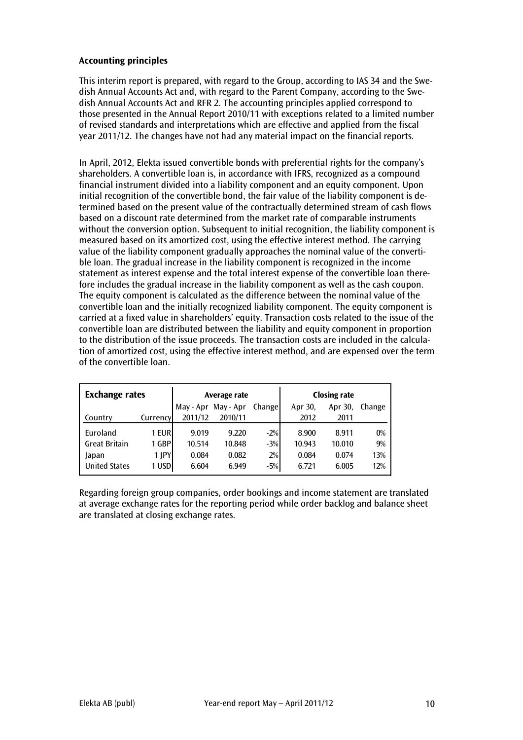**Accounting principles**

This interim report is prepared, with regard to the Group, according to IAS 34 and the Swedish Annual Accounts Act and, with regard to the Parent Company, according to the Swedish Annual Accounts Act and RFR 2. The accounting principles applied correspond to those presented in the Annual Report 2010/11 with exceptions related to a limited number of revised standards and interpretations which are effective and applied from the fiscal year 2011/12. The changes have not had any material impact on the financial reports.

In April, 2012, Elekta issued convertible bonds with preferential rights for the company's shareholders. A convertible loan is, in accordance with IFRS, recognized as a compound financial instrument divided into a liability component and an equity component. Upon initial recognition of the convertible bond, the fair value of the liability component is determined based on the present value of the contractually determined stream of cash flows based on a discount rate determined from the market rate of comparable instruments without the conversion option. Subsequent to initial recognition, the liability component is measured based on its amortized cost, using the effective interest method. The carrying value of the liability component gradually approaches the nominal value of the convertible loan. The gradual increase in the liability component is recognized in the income statement as interest expense and the total interest expense of the convertible loan therefore includes the gradual increase in the liability component as well as the cash coupon. The equity component is calculated as the difference between the nominal value of the convertible loan and the initially recognized liability component. The equity component is carried at a fixed value in shareholders' equity. Transaction costs related to the issue of the convertible loan are distributed between the liability and equity component in proportion to the distribution of the issue proceeds. The transaction costs are included in the calculation of amortized cost, using the effective interest method, and are expensed over the term of the convertible loan.

| **Exchange rates** | | Average rate | | | Closing rate | | |
|---|---|---|---|---|---|---|---|
| Country | Currency | May - Apr 2011/12 | May - Apr 2010/11 | Change | Apr 30, 2012 | Apr 30, 2011 | Change |
| Euroland | 1 EUR | 9.019 | 9.220 | -2% | 8.900 | 8.911 | 0% |
| Great Britain | 1 GBP | 10.514 | 10.848 | -3% | 10.943 | 10.010 | 9% |
| Japan | 1 JPY | 0.084 | 0.082 | 2% | 0.084 | 0.074 | 13% |
| United States | 1 USD | 6.604 | 6.949 | -5% | 6.721 | 6.005 | 12% |

Regarding foreign group companies, order bookings and income statement are translated at average exchange rates for the reporting period while order backlog and balance sheet are translated at closing exchange rates.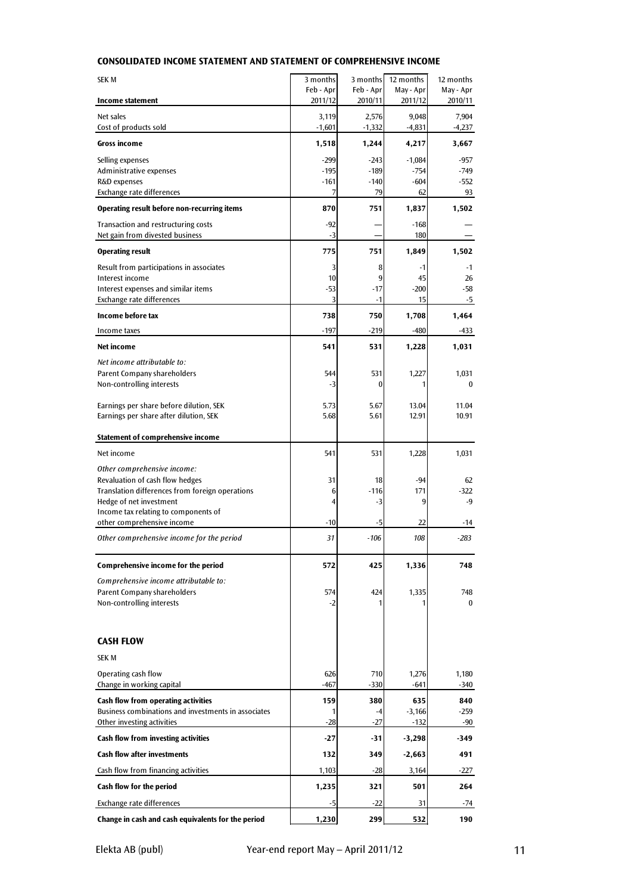## CONSOLIDATED INCOME STATEMENT AND STATEMENT OF COMPREHENSIVE INCOME

| SEK M | 3 months Feb - Apr 2011/12 | 3 months Feb - Apr 2010/11 | 12 months May - Apr 2011/12 | 12 months May - Apr 2010/11 |
|---|---|---|---|---|
| **Income statement** | | | | |
| Net sales | 3,119 | 2,576 | 9,048 | 7,904 |
| Cost of products sold | -1,601 | -1,332 | -4,831 | -4,237 |
| **Gross income** | **1,518** | **1,244** | **4,217** | **3,667** |
| Selling expenses | -299 | -243 | -1,084 | -957 |
| Administrative expenses | -195 | -189 | -754 | -749 |
| R&D expenses | -161 | -140 | -604 | -552 |
| Exchange rate differences | 7 | 79 | 62 | 93 |
| **Operating result before non-recurring items** | **870** | **751** | **1,837** | **1,502** |
| Transaction and restructuring costs | -92 | — | -168 | — |
| Net gain from divested business | -3 | — | 180 | — |
| **Operating result** | **775** | **751** | **1,849** | **1,502** |
| Result from participations in associates | 3 | 8 | -1 | -1 |
| Interest income | 10 | 9 | 45 | 26 |
| Interest expenses and similar items | -53 | -17 | -200 | -58 |
| Exchange rate differences | 3 | -1 | 15 | -5 |
| **Income before tax** | **738** | **750** | **1,708** | **1,464** |
| Income taxes | -197 | -219 | -480 | -433 |
| **Net income** | **541** | **531** | **1,228** | **1,031** |
| *Net income attributable to:* | | | | |
| Parent Company shareholders | 544 | 531 | 1,227 | 1,031 |
| Non-controlling interests | -3 | 0 | 1 | 0 |
| Earnings per share before dilution, SEK | 5.73 | 5.67 | 13.04 | 11.04 |
| Earnings per share after dilution, SEK | 5.68 | 5.61 | 12.91 | 10.91 |
| **Statement of comprehensive income** | | | | |
| Net income | 541 | 531 | 1,228 | 1,031 |
| *Other comprehensive income:* | | | | |
| Revaluation of cash flow hedges | 31 | 18 | -94 | 62 |
| Translation differences from foreign operations | 6 | -116 | 171 | -322 |
| Hedge of net investment | 4 | -3 | 9 | -9 |
| Income tax relating to components of other comprehensive income | -10 | -5 | 22 | -14 |
| *Other comprehensive income for the period* | *31* | *-106* | *108* | *-283* |
| **Comprehensive income for the period** | **572** | **425** | **1,336** | **748** |
| *Comprehensive income attributable to:* | | | | |
| Parent Company shareholders | 574 | 424 | 1,335 | 748 |
| Non-controlling interests | -2 | 1 | 1 | 0 |

## CASH FLOW

| SEK M | 3 months Feb - Apr 2011/12 | 3 months Feb - Apr 2010/11 | 12 months May - Apr 2011/12 | 12 months May - Apr 2010/11 |
|---|---|---|---|---|
| Operating cash flow | 626 | 710 | 1,276 | 1,180 |
| Change in working capital | -467 | -330 | -641 | -340 |
| **Cash flow from operating activities** | **159** | **380** | **635** | **840** |
| Business combinations and investments in associates | 1 | -4 | -3,166 | -259 |
| Other investing activities | -28 | -27 | -132 | -90 |
| **Cash flow from investing activities** | **-27** | **-31** | **-3,298** | **-349** |
| **Cash flow after investments** | **132** | **349** | **-2,663** | **491** |
| Cash flow from financing activities | 1,103 | -28 | 3,164 | -227 |
| **Cash flow for the period** | **1,235** | **321** | **501** | **264** |
| Exchange rate differences | -5 | -22 | 31 | -74 |
| **Change in cash and cash equivalents for the period** | **1,230** | **299** | **532** | **190** |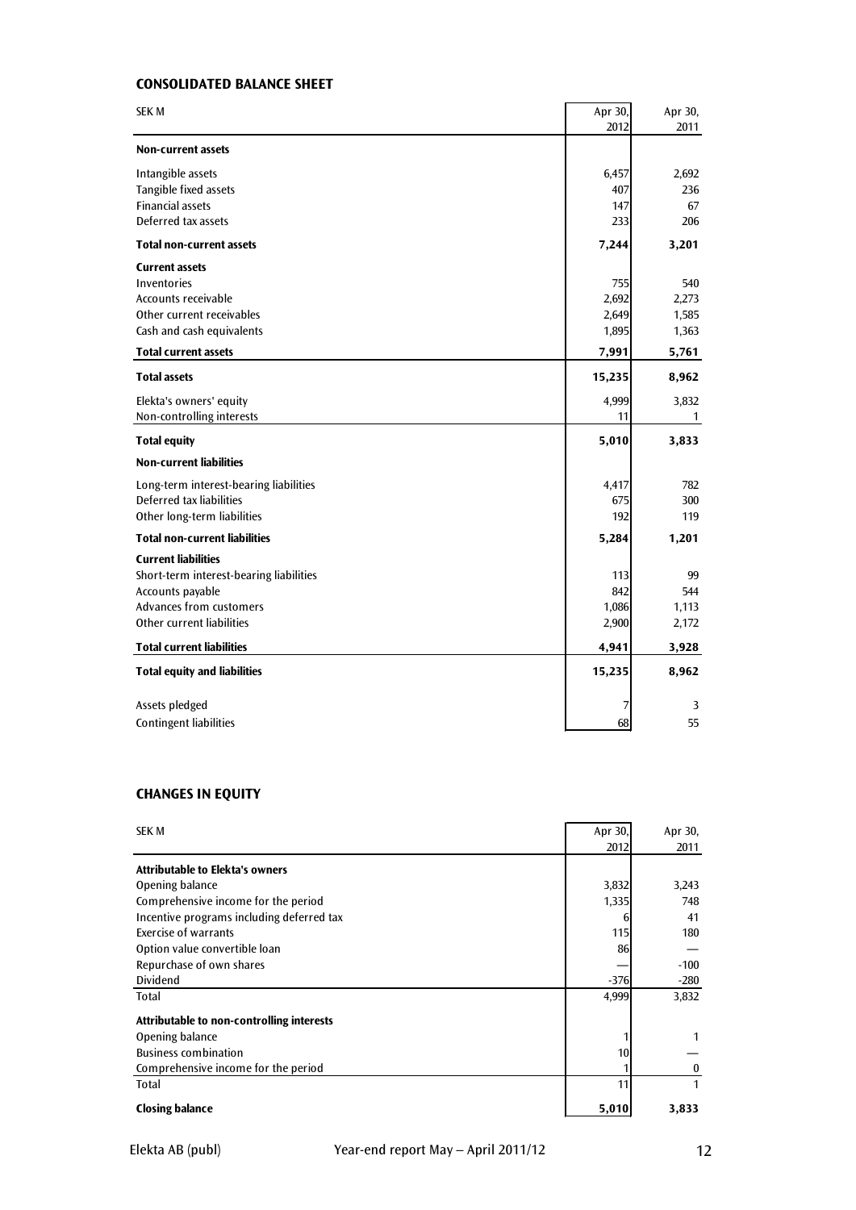## CONSOLIDATED BALANCE SHEET

| SEK M | Apr 30, 2012 | Apr 30, 2011 |
|---|---|---|
| **Non-current assets** | | |
| Intangible assets | 6,457 | 2,692 |
| Tangible fixed assets | 407 | 236 |
| Financial assets | 147 | 67 |
| Deferred tax assets | 233 | 206 |
| **Total non-current assets** | **7,244** | **3,201** |
| **Current assets** | | |
| Inventories | 755 | 540 |
| Accounts receivable | 2,692 | 2,273 |
| Other current receivables | 2,649 | 1,585 |
| Cash and cash equivalents | 1,895 | 1,363 |
| **Total current assets** | **7,991** | **5,761** |
| **Total assets** | **15,235** | **8,962** |
| Elekta's owners' equity | 4,999 | 3,832 |
| Non-controlling interests | 11 | 1 |
| **Total equity** | **5,010** | **3,833** |
| **Non-current liabilities** | | |
| Long-term interest-bearing liabilities | 4,417 | 782 |
| Deferred tax liabilities | 675 | 300 |
| Other long-term liabilities | 192 | 119 |
| **Total non-current liabilities** | **5,284** | **1,201** |
| **Current liabilities** | | |
| Short-term interest-bearing liabilities | 113 | 99 |
| Accounts payable | 842 | 544 |
| Advances from customers | 1,086 | 1,113 |
| Other current liabilities | 2,900 | 2,172 |
| **Total current liabilities** | **4,941** | **3,928** |
| **Total equity and liabilities** | **15,235** | **8,962** |
| Assets pledged | 7 | 3 |
| Contingent liabilities | 68 | 55 |

## CHANGES IN EQUITY

| SEK M | Apr 30, 2012 | Apr 30, 2011 |
|---|---|---|
| **Attributable to Elekta's owners** | | |
| Opening balance | 3,832 | 3,243 |
| Comprehensive income for the period | 1,335 | 748 |
| Incentive programs including deferred tax | 6 | 41 |
| Exercise of warrants | 115 | 180 |
| Option value convertible loan | 86 | — |
| Repurchase of own shares | — | -100 |
| Dividend | -376 | -280 |
| Total | 4,999 | 3,832 |
| **Attributable to non-controlling interests** | | |
| Opening balance | 1 | 1 |
| Business combination | 10 | — |
| Comprehensive income for the period | 1 | 0 |
| Total | 11 | 1 |
| **Closing balance** | **5,010** | **3,833** |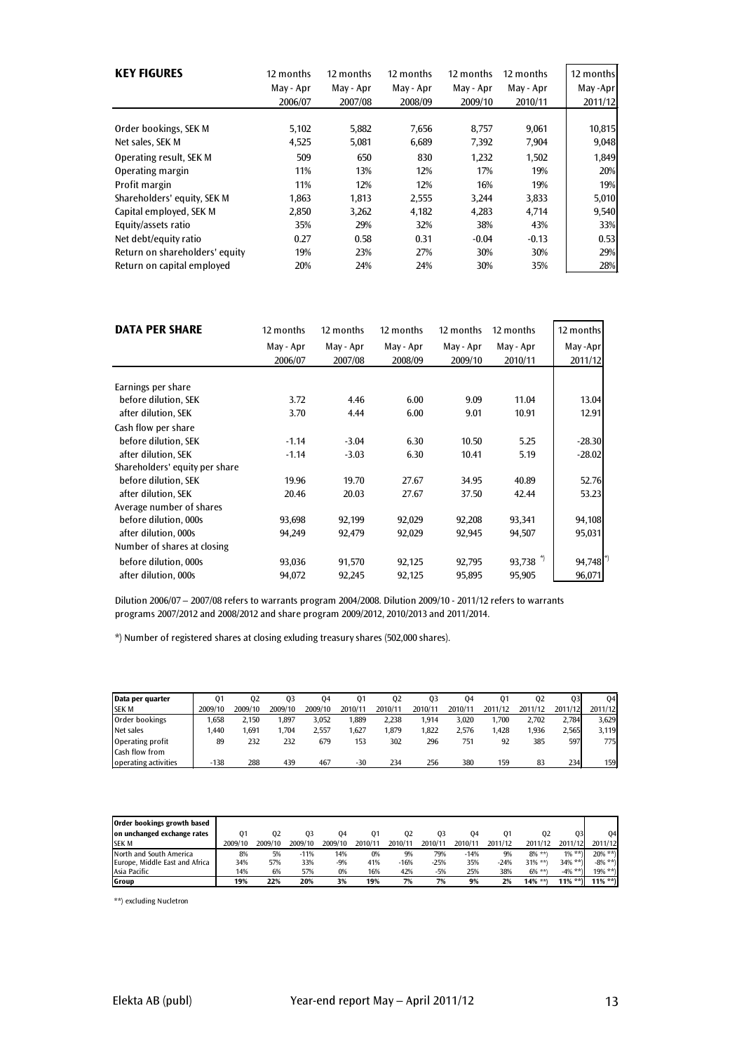## KEY FIGURES

| | 12 months May - Apr 2006/07 | 12 months May - Apr 2007/08 | 12 months May - Apr 2008/09 | 12 months May - Apr 2009/10 | 12 months May - Apr 2010/11 | 12 months May -Apr 2011/12 |
|---|---|---|---|---|---|---|
| Order bookings, SEK M | 5,102 | 5,882 | 7,656 | 8,757 | 9,061 | 10,815 |
| Net sales, SEK M | 4,525 | 5,081 | 6,689 | 7,392 | 7,904 | 9,048 |
| Operating result, SEK M | 509 | 650 | 830 | 1,232 | 1,502 | 1,849 |
| Operating margin | 11% | 13% | 12% | 17% | 19% | 20% |
| Profit margin | 11% | 12% | 12% | 16% | 19% | 19% |
| Shareholders' equity, SEK M | 1,863 | 1,813 | 2,555 | 3,244 | 3,833 | 5,010 |
| Capital employed, SEK M | 2,850 | 3,262 | 4,182 | 4,283 | 4,714 | 9,540 |
| Equity/assets ratio | 35% | 29% | 32% | 38% | 43% | 33% |
| Net debt/equity ratio | 0.27 | 0.58 | 0.31 | -0.04 | -0.13 | 0.53 |
| Return on shareholders' equity | 19% | 23% | 27% | 30% | 30% | 29% |
| Return on capital employed | 20% | 24% | 24% | 30% | 35% | 28% |

## DATA PER SHARE

| | 12 months May - Apr 2006/07 | 12 months May - Apr 2007/08 | 12 months May - Apr 2008/09 | 12 months May - Apr 2009/10 | 12 months May - Apr 2010/11 | 12 months May -Apr 2011/12 |
|---|---|---|---|---|---|---|
| Earnings per share | | | | | | |
| before dilution, SEK | 3.72 | 4.46 | 6.00 | 9.09 | 11.04 | 13.04 |
| after dilution, SEK | 3.70 | 4.44 | 6.00 | 9.01 | 10.91 | 12.91 |
| Cash flow per share | | | | | | |
| before dilution, SEK | -1.14 | -3.04 | 6.30 | 10.50 | 5.25 | -28.30 |
| after dilution, SEK | -1.14 | -3.03 | 6.30 | 10.41 | 5.19 | -28.02 |
| Shareholders' equity per share | | | | | | |
| before dilution, SEK | 19.96 | 19.70 | 27.67 | 34.95 | 40.89 | 52.76 |
| after dilution, SEK | 20.46 | 20.03 | 27.67 | 37.50 | 42.44 | 53.23 |
| Average number of shares | | | | | | |
| before dilution, 000s | 93,698 | 92,199 | 92,029 | 92,208 | 93,341 | 94,108 |
| after dilution, 000s | 94,249 | 92,479 | 92,029 | 92,945 | 94,507 | 95,031 |
| Number of shares at closing | | | | | | |
| before dilution, 000s | 93,036 | 91,570 | 92,125 | 92,795 | 93,738 *) | 94,748 *) |
| after dilution, 000s | 94,072 | 92,245 | 92,125 | 95,895 | 95,905 | 96,071 |

Dilution 2006/07 – 2007/08 refers to warrants program 2004/2008. Dilution 2009/10 - 2011/12 refers to warrants programs 2007/2012 and 2008/2012 and share program 2009/2012, 2010/2013 and 2011/2014.

*) Number of registered shares at closing exluding treasury shares (502,000 shares).

| Data per quarter SEK M | Q1 2009/10 | Q2 2009/10 | Q3 2009/10 | Q4 2009/10 | Q1 2010/11 | Q2 2010/11 | Q3 2010/11 | Q4 2010/11 | Q1 2011/12 | Q2 2011/12 | Q3 2011/12 | Q4 2011/12 |
|---|---|---|---|---|---|---|---|---|---|---|---|---|
| Order bookings | 1,658 | 2,150 | 1,897 | 3,052 | 1,889 | 2,238 | 1,914 | 3,020 | 1,700 | 2,702 | 2,784 | 3,629 |
| Net sales | 1,440 | 1,691 | 1,704 | 2,557 | 1,627 | 1,879 | 1,822 | 2,576 | 1,428 | 1,936 | 2,565 | 3,119 |
| Operating profit | 89 | 232 | 232 | 679 | 153 | 302 | 296 | 751 | 92 | 385 | 597 | 775 |
| Cash flow from operating activities | -138 | 288 | 439 | 467 | -30 | 234 | 256 | 380 | 159 | 83 | 234 | 159 |

| Order bookings growth based on unchanged exchange rates SEK M | Q1 2009/10 | Q2 2009/10 | Q3 2009/10 | Q4 2009/10 | Q1 2010/11 | Q2 2010/11 | Q3 2010/11 | Q4 2010/11 | Q1 2011/12 | Q2 2011/12 | Q3 2011/12 | Q4 2011/12 |
|---|---|---|---|---|---|---|---|---|---|---|---|---|
| North and South America | 8% | 5% | -11% | 14% | 0% | 9% | 79% | -14% | 9% | 8% **) | 1% **) | 20% **) |
| Europe, Middle East and Africa | 34% | 57% | 33% | -9% | 41% | -16% | -25% | 35% | -24% | 31% **) | 34% **) | -8% **) |
| Asia Pacific | 14% | 6% | 57% | 0% | 16% | 42% | -5% | 25% | 38% | 6% **) | -4% **) | 19% **) |
| **Group** | **19%** | **22%** | **20%** | **3%** | **19%** | **7%** | **7%** | **9%** | **2%** | **14% \*\*)** | **11% \*\*)** | **11% \*\*)** |

**) excluding Nucletron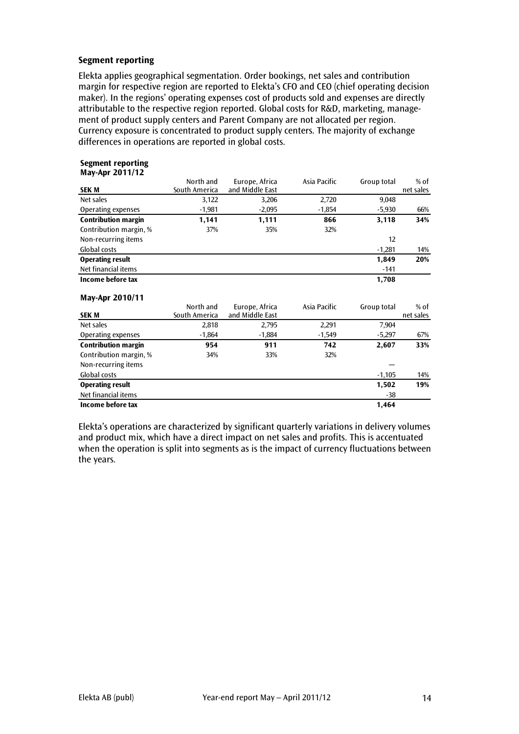### Segment reporting

Elekta applies geographical segmentation. Order bookings, net sales and contribution margin for respective region are reported to Elekta's CFO and CEO (chief operating decision maker). In the regions' operating expenses cost of products sold and expenses are directly attributable to the respective region reported. Global costs for R&D, marketing, management of product supply centers and Parent Company are not allocated per region. Currency exposure is concentrated to product supply centers. The majority of exchange differences in operations are reported in global costs.

**Segment reporting**
**May-Apr 2011/12**

| SEK M | North and South America | Europe, Africa and Middle East | Asia Pacific | Group total | % of net sales |
|---|---|---|---|---|---|
| Net sales | 3,122 | 3,206 | 2,720 | 9,048 | |
| Operating expenses | -1,981 | -2,095 | -1,854 | -5,930 | 66% |
| **Contribution margin** | **1,141** | **1,111** | **866** | **3,118** | **34%** |
| Contribution margin, % | 37% | 35% | 32% | | |
| Non-recurring items | | | | 12 | |
| Global costs | | | | -1,281 | 14% |
| **Operating result** | | | | **1,849** | **20%** |
| Net financial items | | | | -141 | |
| **Income before tax** | | | | **1,708** | |

**May-Apr 2010/11**

| SEK M | North and South America | Europe, Africa and Middle East | Asia Pacific | Group total | % of net sales |
|---|---|---|---|---|---|
| Net sales | 2,818 | 2,795 | 2,291 | 7,904 | |
| Operating expenses | -1,864 | -1,884 | -1,549 | -5,297 | 67% |
| **Contribution margin** | **954** | **911** | **742** | **2,607** | **33%** |
| Contribution margin, % | 34% | 33% | 32% | | |
| Non-recurring items | | | | — | |
| Global costs | | | | -1,105 | 14% |
| **Operating result** | | | | **1,502** | **19%** |
| Net financial items | | | | -38 | |
| **Income before tax** | | | | **1,464** | |

Elekta's operations are characterized by significant quarterly variations in delivery volumes and product mix, which have a direct impact on net sales and profits. This is accentuated when the operation is split into segments as is the impact of currency fluctuations between the years.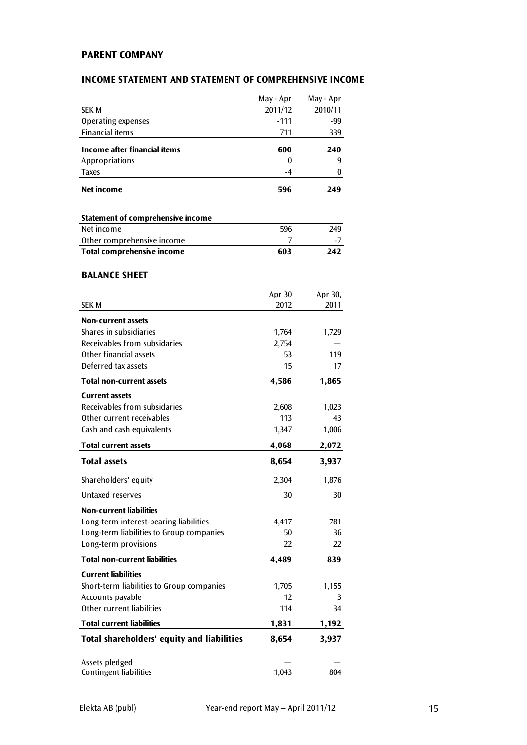## PARENT COMPANY

### INCOME STATEMENT AND STATEMENT OF COMPREHENSIVE INCOME

| SEK M | May - Apr 2011/12 | May - Apr 2010/11 |
|---|---|---|
| Operating expenses | -111 | -99 |
| Financial items | 711 | 339 |
| **Income after financial items** | **600** | **240** |
| Appropriations | 0 | 9 |
| Taxes | -4 | 0 |
| **Net income** | **596** | **249** |

| **Statement of comprehensive income** | | |
|---|---|---|
| Net income | 596 | 249 |
| Other comprehensive income | 7 | -7 |
| **Total comprehensive income** | **603** | **242** |

### BALANCE SHEET

| SEK M | Apr 30 2012 | Apr 30, 2011 |
|---|---|---|
| **Non-current assets** | | |
| Shares in subsidiaries | 1,764 | 1,729 |
| Receivables from subsidaries | 2,754 | — |
| Other financial assets | 53 | 119 |
| Deferred tax assets | 15 | 17 |
| **Total non-current assets** | **4,586** | **1,865** |
| **Current assets** | | |
| Receivables from subsidaries | 2,608 | 1,023 |
| Other current receivables | 113 | 43 |
| Cash and cash equivalents | 1,347 | 1,006 |
| **Total current assets** | **4,068** | **2,072** |
| **Total assets** | **8,654** | **3,937** |
| Shareholders' equity | 2,304 | 1,876 |
| Untaxed reserves | 30 | 30 |
| **Non-current liabilities** | | |
| Long-term interest-bearing liabilities | 4,417 | 781 |
| Long-term liabilities to Group companies | 50 | 36 |
| Long-term provisions | 22 | 22 |
| **Total non-current liabilities** | **4,489** | **839** |
| **Current liabilities** | | |
| Short-term liabilities to Group companies | 1,705 | 1,155 |
| Accounts payable | 12 | 3 |
| Other current liabilities | 114 | 34 |
| **Total current liabilities** | **1,831** | **1,192** |
| **Total shareholders' equity and liabilities** | **8,654** | **3,937** |
| Assets pledged | — | — |
| Contingent liabilities | 1,043 | 804 |